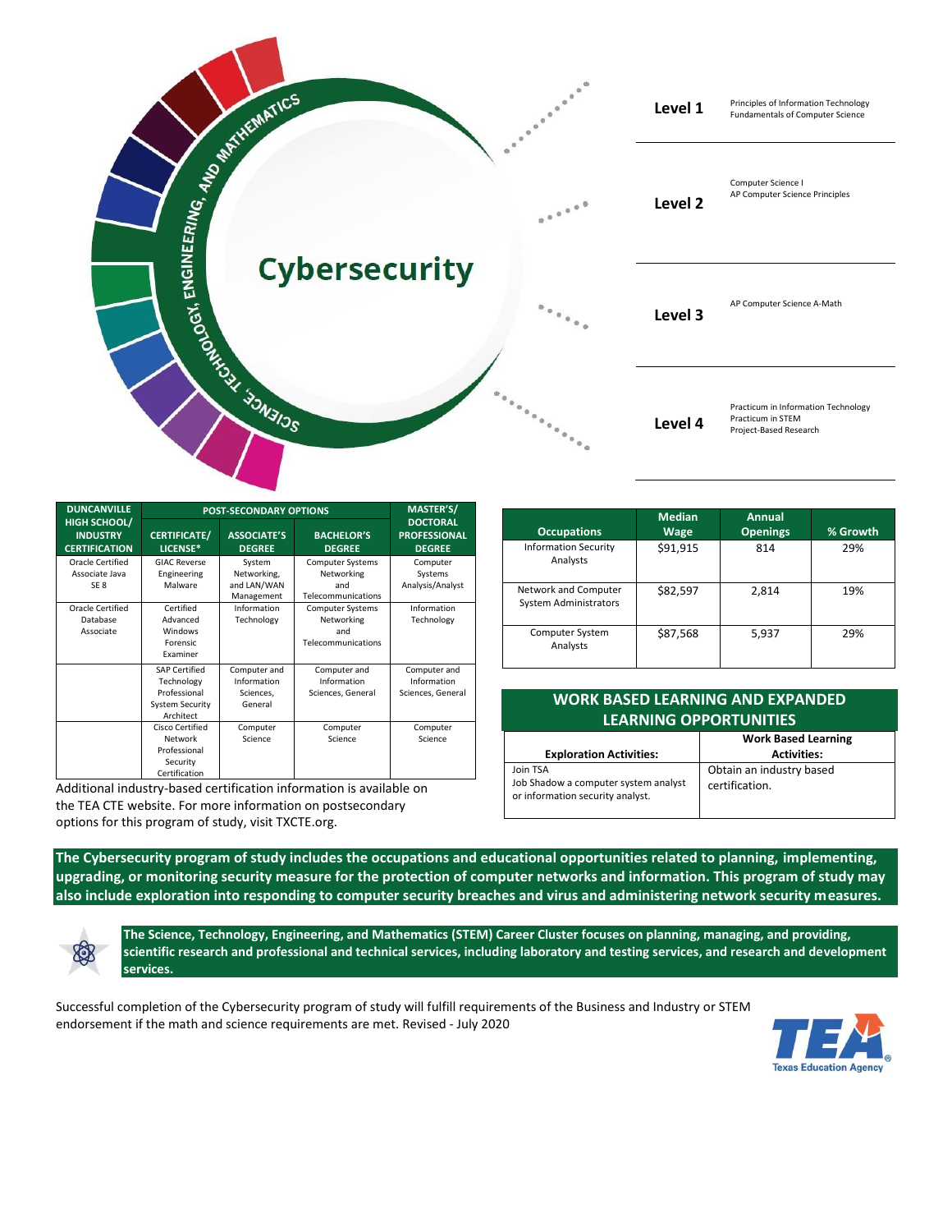# Cybersecurity

SCIENCE, TECHNOLOGY, ENGINEERING, AND MATHEMATICS

**Level 1**
Principles of Information Technology
Fundamentals of Computer Science

**Level 2**
Computer Science I
AP Computer Science Principles

**Level 3**
AP Computer Science A-Math

**Level 4**
Practicum in Information Technology
Practicum in STEM
Project-Based Research

| DUNCANVILLE HIGH SCHOOL/ INDUSTRY CERTIFICATION | POST-SECONDARY OPTIONS | | | MASTER'S/ DOCTORAL PROFESSIONAL DEGREE |
|---|---|---|---|---|
| | CERTIFICATE/ LICENSE* | ASSOCIATE'S DEGREE | BACHELOR'S DEGREE | |
| Oracle Certified Associate Java SE 8 | GIAC Reverse Engineering Malware | System Networking, and LAN/WAN Management | Computer Systems Networking and Telecommunications | Computer Systems Analysis/Analyst |
| Oracle Certified Database Associate | Certified Advanced Windows Forensic Examiner | Information Technology | Computer Systems Networking and Telecommunications | Information Technology |
| | SAP Certified Technology Professional System Security Architect | Computer and Information Sciences, General | Computer and Information Sciences, General | Computer and Information Sciences, General |
| | Cisco Certified Network Professional Security Certification | Computer Science | Computer Science | Computer Science |

Additional industry-based certification information is available on the TEA CTE website. For more information on postsecondary options for this program of study, visit TXCTE.org.

| Occupations | Median Wage | Annual Openings | % Growth |
|---|---|---|---|
| Information Security Analysts | $91,915 | 814 | 29% |
| Network and Computer System Administrators | $82,597 | 2,814 | 19% |
| Computer System Analysts | $87,568 | 5,937 | 29% |

## WORK BASED LEARNING AND EXPANDED LEARNING OPPORTUNITIES

| Exploration Activities: | Work Based Learning Activities: |
|---|---|
| Join TSA<br>Job Shadow a computer system analyst or information security analyst. | Obtain an industry based certification. |

**The Cybersecurity program of study includes the occupations and educational opportunities related to planning, implementing, upgrading, or monitoring security measure for the protection of computer networks and information. This program of study may also include exploration into responding to computer security breaches and virus and administering network security measures.**

**The Science, Technology, Engineering, and Mathematics (STEM) Career Cluster focuses on planning, managing, and providing, scientific research and professional and technical services, including laboratory and testing services, and research and development services.**

Successful completion of the Cybersecurity program of study will fulfill requirements of the Business and Industry or STEM endorsement if the math and science requirements are met. Revised - July 2020

TEA Texas Education Agency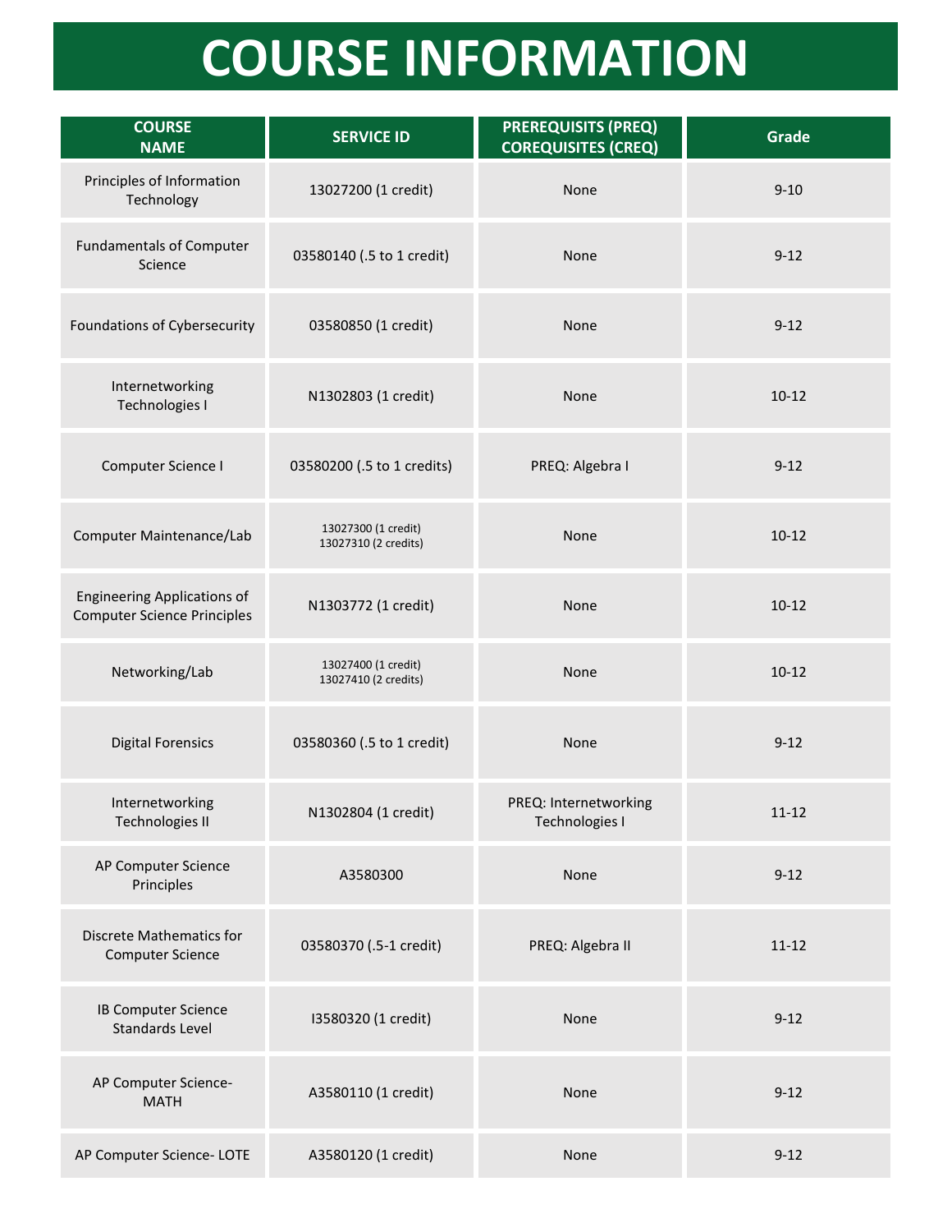# COURSE INFORMATION

| COURSE NAME | SERVICE ID | PREREQUISITS (PREQ) COREQUISITES (CREQ) | Grade |
|---|---|---|---|
| Principles of Information Technology | 13027200 (1 credit) | None | 9-10 |
| Fundamentals of Computer Science | 03580140 (.5 to 1 credit) | None | 9-12 |
| Foundations of Cybersecurity | 03580850 (1 credit) | None | 9-12 |
| Internetworking Technologies I | N1302803 (1 credit) | None | 10-12 |
| Computer Science I | 03580200 (.5 to 1 credits) | PREQ: Algebra I | 9-12 |
| Computer Maintenance/Lab | 13027300 (1 credit) 13027310 (2 credits) | None | 10-12 |
| Engineering Applications of Computer Science Principles | N1303772 (1 credit) | None | 10-12 |
| Networking/Lab | 13027400 (1 credit) 13027410 (2 credits) | None | 10-12 |
| Digital Forensics | 03580360 (.5 to 1 credit) | None | 9-12 |
| Internetworking Technologies II | N1302804 (1 credit) | PREQ: Internetworking Technologies I | 11-12 |
| AP Computer Science Principles | A3580300 | None | 9-12 |
| Discrete Mathematics for Computer Science | 03580370 (.5-1 credit) | PREQ: Algebra II | 11-12 |
| IB Computer Science Standards Level | I3580320 (1 credit) | None | 9-12 |
| AP Computer Science- MATH | A3580110 (1 credit) | None | 9-12 |
| AP Computer Science- LOTE | A3580120 (1 credit) | None | 9-12 |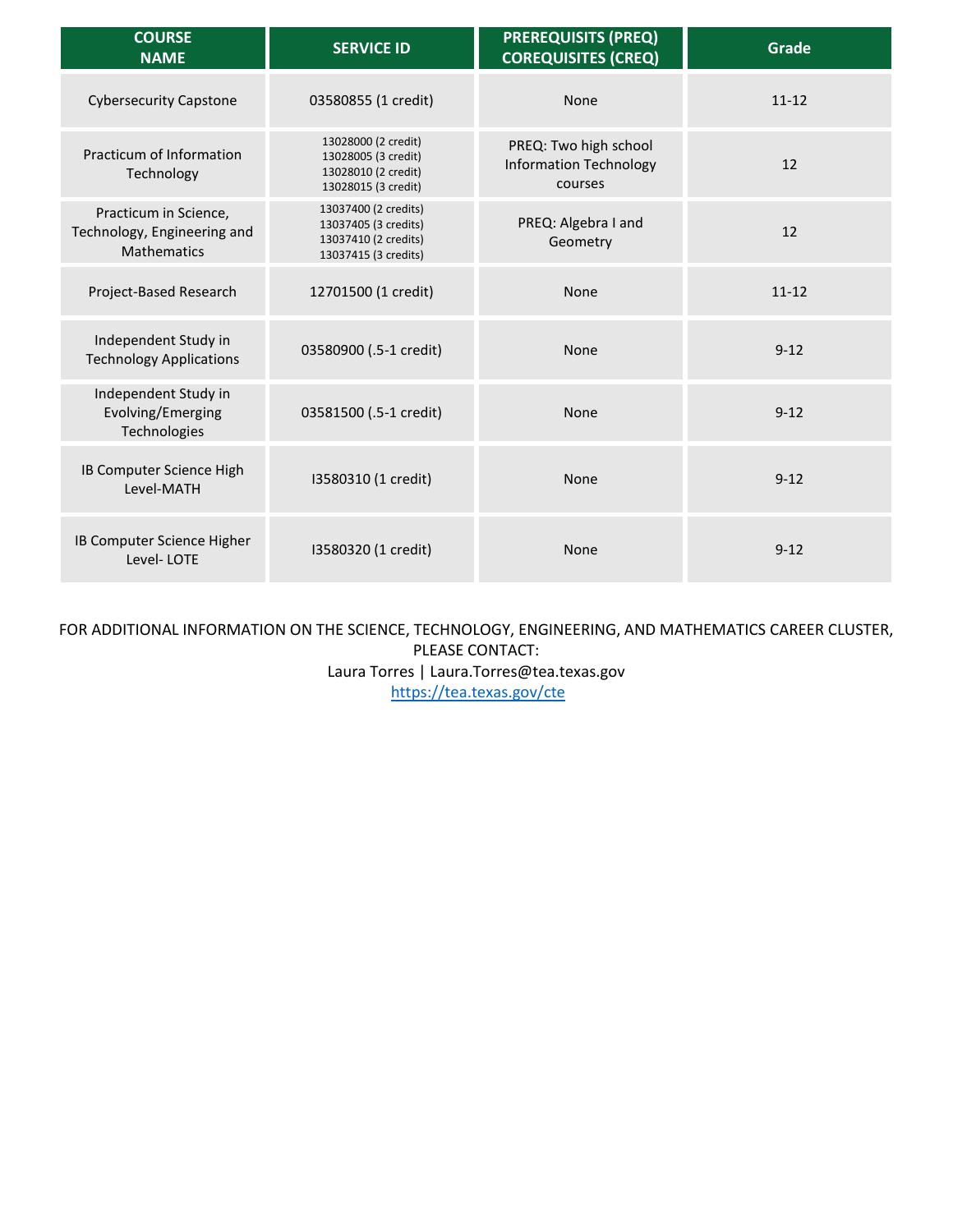| COURSE NAME | SERVICE ID | PREREQUISITS (PREQ) COREQUISITES (CREQ) | Grade |
|---|---|---|---|
| Cybersecurity Capstone | 03580855 (1 credit) | None | 11-12 |
| Practicum of Information Technology | 13028000 (2 credit)<br>13028005 (3 credit)<br>13028010 (2 credit)<br>13028015 (3 credit) | PREQ: Two high school Information Technology courses | 12 |
| Practicum in Science, Technology, Engineering and Mathematics | 13037400 (2 credits)<br>13037405 (3 credits)<br>13037410 (2 credits)<br>13037415 (3 credits) | PREQ: Algebra I and Geometry | 12 |
| Project-Based Research | 12701500 (1 credit) | None | 11-12 |
| Independent Study in Technology Applications | 03580900 (.5-1 credit) | None | 9-12 |
| Independent Study in Evolving/Emerging Technologies | 03581500 (.5-1 credit) | None | 9-12 |
| IB Computer Science High Level-MATH | I3580310 (1 credit) | None | 9-12 |
| IB Computer Science Higher Level- LOTE | I3580320 (1 credit) | None | 9-12 |

FOR ADDITIONAL INFORMATION ON THE SCIENCE, TECHNOLOGY, ENGINEERING, AND MATHEMATICS CAREER CLUSTER, PLEASE CONTACT:

Laura Torres | Laura.Torres@tea.texas.gov

https://tea.texas.gov/cte